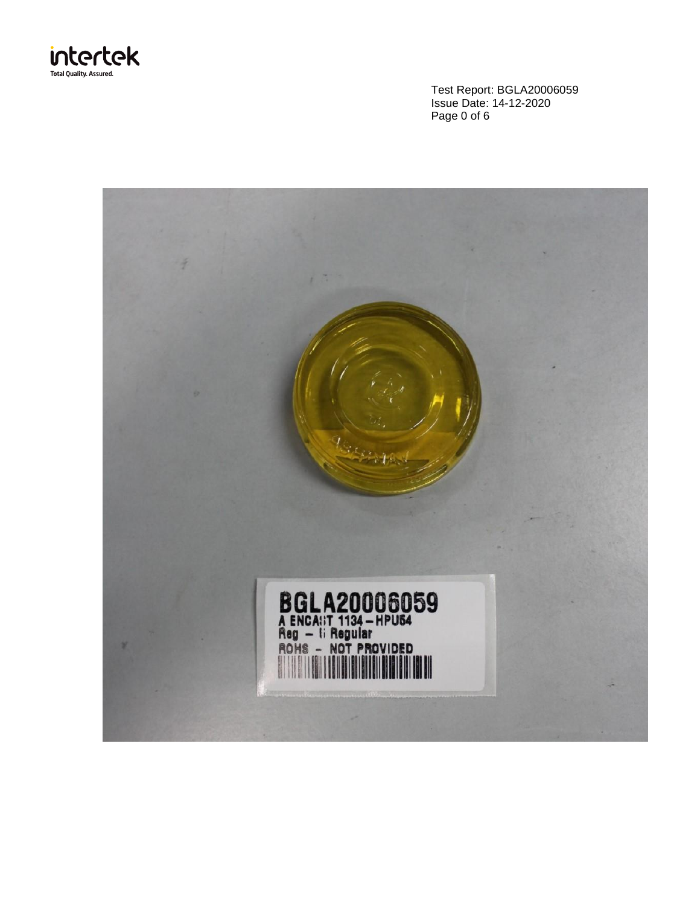BGLA20006059
A ENCAST 1134 – HPU54
Reg – 6 Regular
ROHS – NOT PROVIDED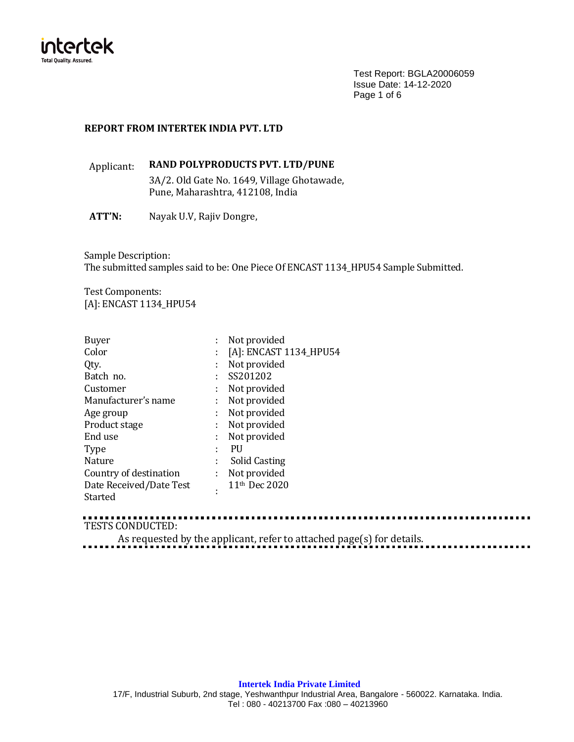Test Report: BGLA20006059
Issue Date: 14-12-2020

**REPORT FROM INTERTEK INDIA PVT. LTD**

Applicant: **RAND POLYPRODUCTS PVT. LTD/PUNE**
3A/2. Old Gate No. 1649, Village Ghotawade,
Pune, Maharashtra, 412108, India

**ATT'N:** Nayak U.V, Rajiv Dongre,

Sample Description:
The submitted samples said to be: One Piece Of ENCAST 1134_HPU54 Sample Submitted.

Test Components:
[A]: ENCAST 1134_HPU54

| | | |
|---|---|---|
| Buyer | : | Not provided |
| Color | : | [A]: ENCAST 1134_HPU54 |
| Qty. | : | Not provided |
| Batch no. | : | SS201202 |
| Customer | : | Not provided |
| Manufacturer's name | : | Not provided |
| Age group | : | Not provided |
| Product stage | : | Not provided |
| End use | : | Not provided |
| Type | : | PU |
| Nature | : | Solid Casting |
| Country of destination | : | Not provided |
| Date Received/Date Test Started | : | 11th Dec 2020 |

TESTS CONDUCTED:

As requested by the applicant, refer to attached page(s) for details.

**Intertek India Private Limited**
17/F, Industrial Suburb, 2nd stage, Yeshwanthpur Industrial Area, Bangalore - 560022. Karnataka. India.
Tel : 080 - 40213700 Fax :080 – 40213960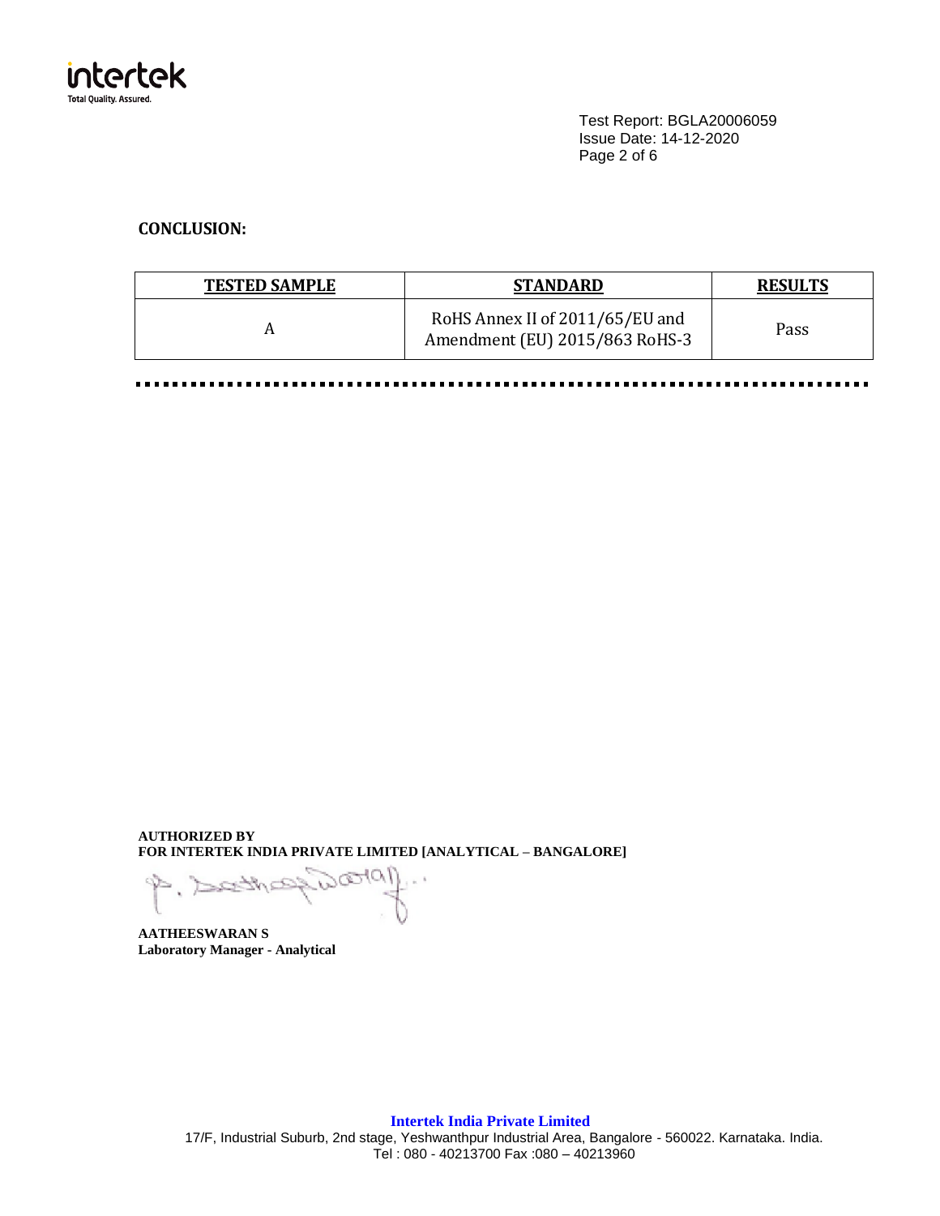Test Report: BGLA20006059
Issue Date: 14-12-2020

**CONCLUSION:**

| TESTED SAMPLE | STANDARD | RESULTS |
|---|---|---|
| A | RoHS Annex II of 2011/65/EU and Amendment (EU) 2015/863 RoHS-3 | Pass |

**AUTHORIZED BY**
**FOR INTERTEK INDIA PRIVATE LIMITED [ANALYTICAL – BANGALORE]**

**AATHEESWARAN S**
**Laboratory Manager - Analytical**

**Intertek India Private Limited**
17/F, Industrial Suburb, 2nd stage, Yeshwanthpur Industrial Area, Bangalore - 560022. Karnataka. India.
Tel : 080 - 40213700 Fax :080 – 40213960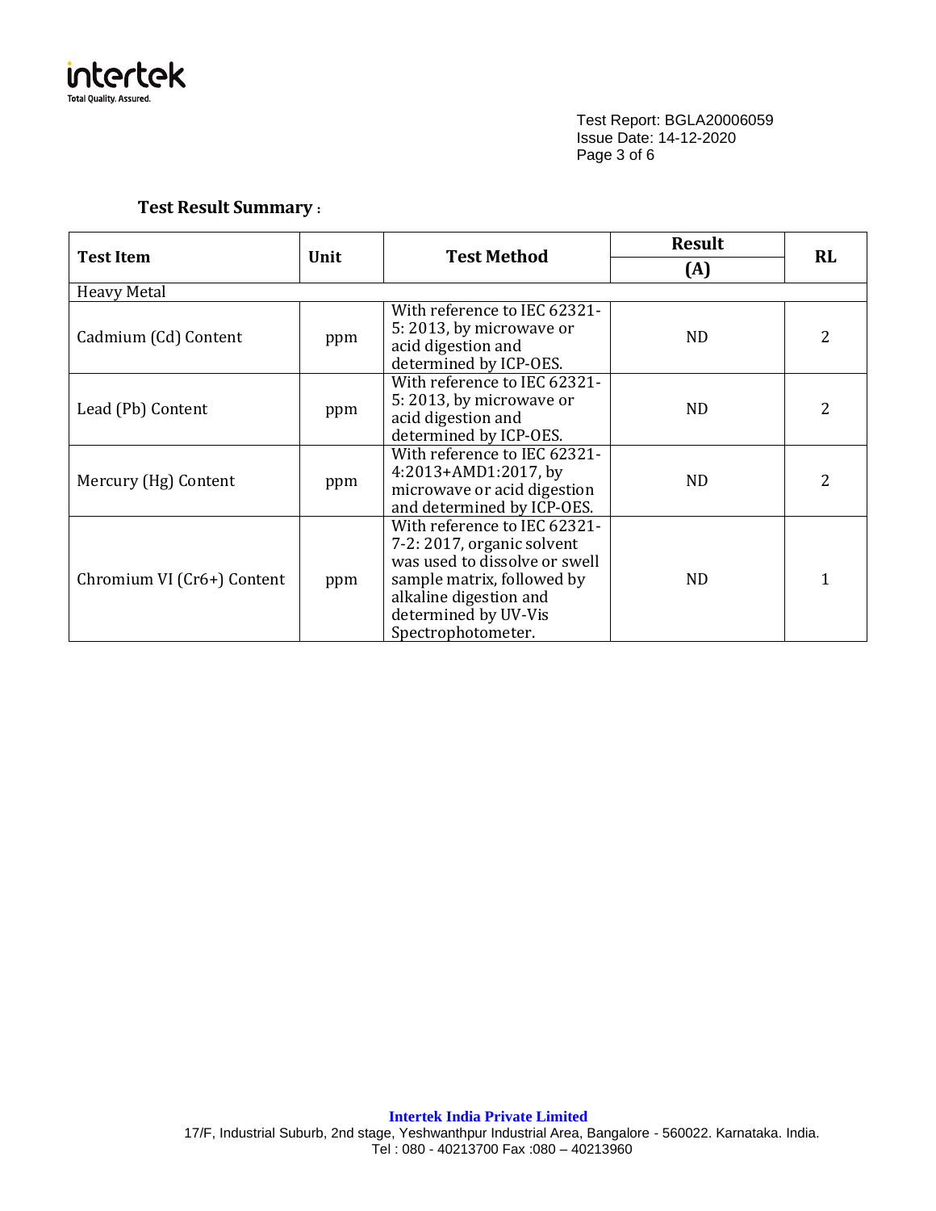Test Report: BGLA20006059
Issue Date: 14-12-2020

## Test Result Summary :

| Test Item | Unit | Test Method | Result | RL |
|---|---|---|---|---|
| | | | (A) | |
| Heavy Metal | | | | |
| Cadmium (Cd) Content | ppm | With reference to IEC 62321-5: 2013, by microwave or acid digestion and determined by ICP-OES. | ND | 2 |
| Lead (Pb) Content | ppm | With reference to IEC 62321-5: 2013, by microwave or acid digestion and determined by ICP-OES. | ND | 2 |
| Mercury (Hg) Content | ppm | With reference to IEC 62321-4:2013+AMD1:2017, by microwave or acid digestion and determined by ICP-OES. | ND | 2 |
| Chromium VI (Cr6+) Content | ppm | With reference to IEC 62321-7-2: 2017, organic solvent was used to dissolve or swell sample matrix, followed by alkaline digestion and determined by UV-Vis Spectrophotometer. | ND | 1 |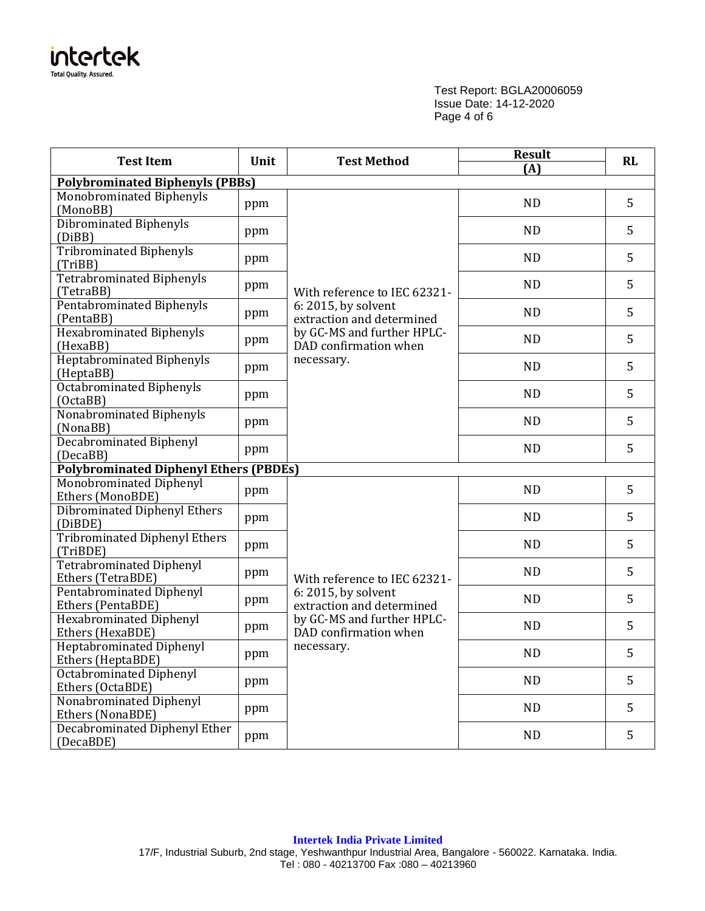Test Report: BGLA20006059
Issue Date: 14-12-2020

| Test Item | Unit | Test Method | Result | RL |
|---|---|---|---|---|
| | | | (A) | |
| **Polybrominated Biphenyls (PBBs)** | | | | |
| Monobrominated Biphenyls (MonoBB) | ppm | With reference to IEC 62321-6: 2015, by solvent extraction and determined by GC-MS and further HPLC-DAD confirmation when necessary. | ND | 5 |
| Dibrominated Biphenyls (DiBB) | ppm | | ND | 5 |
| Tribrominated Biphenyls (TriBB) | ppm | | ND | 5 |
| Tetrabrominated Biphenyls (TetraBB) | ppm | | ND | 5 |
| Pentabrominated Biphenyls (PentaBB) | ppm | | ND | 5 |
| Hexabrominated Biphenyls (HexaBB) | ppm | | ND | 5 |
| Heptabrominated Biphenyls (HeptaBB) | ppm | | ND | 5 |
| Octabrominated Biphenyls (OctaBB) | ppm | | ND | 5 |
| Nonabrominated Biphenyls (NonaBB) | ppm | | ND | 5 |
| Decabrominated Biphenyl (DecaBB) | ppm | | ND | 5 |
| **Polybrominated Diphenyl Ethers (PBDEs)** | | | | |
| Monobrominated Diphenyl Ethers (MonoBDE) | ppm | With reference to IEC 62321-6: 2015, by solvent extraction and determined by GC-MS and further HPLC-DAD confirmation when necessary. | ND | 5 |
| Dibrominated Diphenyl Ethers (DiBDE) | ppm | | ND | 5 |
| Tribrominated Diphenyl Ethers (TriBDE) | ppm | | ND | 5 |
| Tetrabrominated Diphenyl Ethers (TetraBDE) | ppm | | ND | 5 |
| Pentabrominated Diphenyl Ethers (PentaBDE) | ppm | | ND | 5 |
| Hexabrominated Diphenyl Ethers (HexaBDE) | ppm | | ND | 5 |
| Heptabrominated Diphenyl Ethers (HeptaBDE) | ppm | | ND | 5 |
| Octabrominated Diphenyl Ethers (OctaBDE) | ppm | | ND | 5 |
| Nonabrominated Diphenyl Ethers (NonaBDE) | ppm | | ND | 5 |
| Decabrominated Diphenyl Ether (DecaBDE) | ppm | | ND | 5 |

**Intertek India Private Limited**
17/F, Industrial Suburb, 2nd stage, Yeshwanthpur Industrial Area, Bangalore - 560022. Karnataka. India.
Tel : 080 - 40213700 Fax :080 – 40213960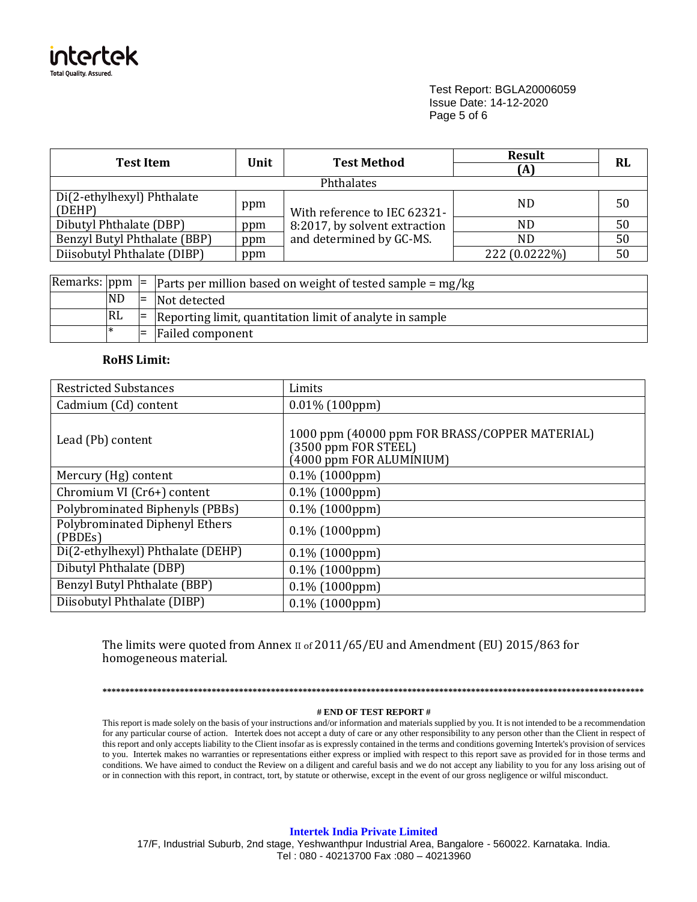| Test Item | Unit | Test Method | Result (A) | RL |
|---|---|---|---|---|
| Phthalates | | | | |
| Di(2-ethylhexyl) Phthalate (DEHP) | ppm | With reference to IEC 62321-8:2017, by solvent extraction and determined by GC-MS. | ND | 50 |
| Dibutyl Phthalate (DBP) | ppm | | ND | 50 |
| Benzyl Butyl Phthalate (BBP) | ppm | | ND | 50 |
| Diisobutyl Phthalate (DIBP) | ppm | | 222 (0.0222%) | 50 |

| | | | |
|---|---|---|---|
| Remarks: | ppm | = | Parts per million based on weight of tested sample = mg/kg |
| | ND | = | Not detected |
| | RL | = | Reporting limit, quantitation limit of analyte in sample |
| | * | = | Failed component |

**RoHS Limit:**

| Restricted Substances | Limits |
|---|---|
| Cadmium (Cd) content | 0.01% (100ppm) |
| Lead (Pb) content | 1000 ppm (40000 ppm FOR BRASS/COPPER MATERIAL) (3500 ppm FOR STEEL) (4000 ppm FOR ALUMINIUM) |
| Mercury (Hg) content | 0.1% (1000ppm) |
| Chromium VI (Cr6+) content | 0.1% (1000ppm) |
| Polybrominated Biphenyls (PBBs) | 0.1% (1000ppm) |
| Polybrominated Diphenyl Ethers (PBDEs) | 0.1% (1000ppm) |
| Di(2-ethylhexyl) Phthalate (DEHP) | 0.1% (1000ppm) |
| Dibutyl Phthalate (DBP) | 0.1% (1000ppm) |
| Benzyl Butyl Phthalate (BBP) | 0.1% (1000ppm) |
| Diisobutyl Phthalate (DIBP) | 0.1% (1000ppm) |

The limits were quoted from Annex II of 2011/65/EU and Amendment (EU) 2015/863 for homogeneous material.

****************************************************************************************************************************

**# END OF TEST REPORT #**

This report is made solely on the basis of your instructions and/or information and materials supplied by you. It is not intended to be a recommendation for any particular course of action. Intertek does not accept a duty of care or any other responsibility to any person other than the Client in respect of this report and only accepts liability to the Client insofar as is expressly contained in the terms and conditions governing Intertek's provision of services to you. Intertek makes no warranties or representations either express or implied with respect to this report save as provided for in those terms and conditions. We have aimed to conduct the Review on a diligent and careful basis and we do not accept any liability to you for any loss arising out of or in connection with this report, in contract, tort, by statute or otherwise, except in the event of our gross negligence or wilful misconduct.

**Intertek India Private Limited**

17/F, Industrial Suburb, 2nd stage, Yeshwanthpur Industrial Area, Bangalore - 560022. Karnataka. India.
Tel : 080 - 40213700 Fax :080 – 40213960